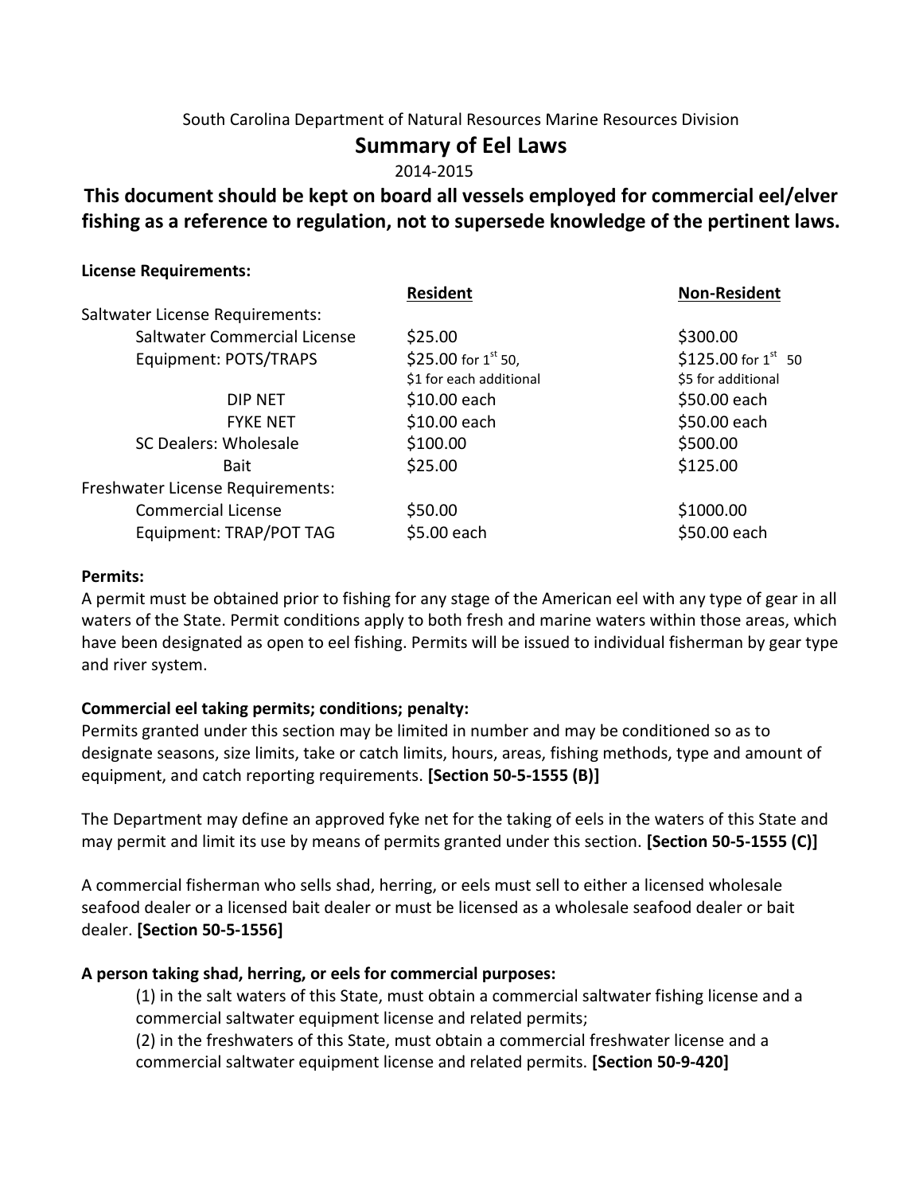South Carolina Department of Natural Resources Marine Resources Division

# Summary of Eel Laws

2014-2015

## This document should be kept on board all vessels employed for commercial eel/elver fishing as a reference to regulation, not to supersede knowledge of the pertinent laws.

**License Requirements:**

| | Resident | Non-Resident |
|---|---|---|
| Saltwater License Requirements: | | |
| Saltwater Commercial License | $25.00 | $300.00 |
| Equipment: POTS/TRAPS | $25.00 for 1st 50, $1 for each additional | $125.00 for 1st 50 $5 for additional |
| DIP NET | $10.00 each | $50.00 each |
| FYKE NET | $10.00 each | $50.00 each |
| SC Dealers: Wholesale | $100.00 | $500.00 |
| Bait | $25.00 | $125.00 |
| Freshwater License Requirements: | | |
| Commercial License | $50.00 | $1000.00 |
| Equipment: TRAP/POT TAG | $5.00 each | $50.00 each |

**Permits:**

A permit must be obtained prior to fishing for any stage of the American eel with any type of gear in all waters of the State. Permit conditions apply to both fresh and marine waters within those areas, which have been designated as open to eel fishing. Permits will be issued to individual fisherman by gear type and river system.

**Commercial eel taking permits; conditions; penalty:**

Permits granted under this section may be limited in number and may be conditioned so as to designate seasons, size limits, take or catch limits, hours, areas, fishing methods, type and amount of equipment, and catch reporting requirements. **[Section 50-5-1555 (B)]**

The Department may define an approved fyke net for the taking of eels in the waters of this State and may permit and limit its use by means of permits granted under this section. **[Section 50-5-1555 (C)]**

A commercial fisherman who sells shad, herring, or eels must sell to either a licensed wholesale seafood dealer or a licensed bait dealer or must be licensed as a wholesale seafood dealer or bait dealer. **[Section 50-5-1556]**

**A person taking shad, herring, or eels for commercial purposes:**

(1) in the salt waters of this State, must obtain a commercial saltwater fishing license and a commercial saltwater equipment license and related permits;

(2) in the freshwaters of this State, must obtain a commercial freshwater license and a commercial saltwater equipment license and related permits. **[Section 50-9-420]**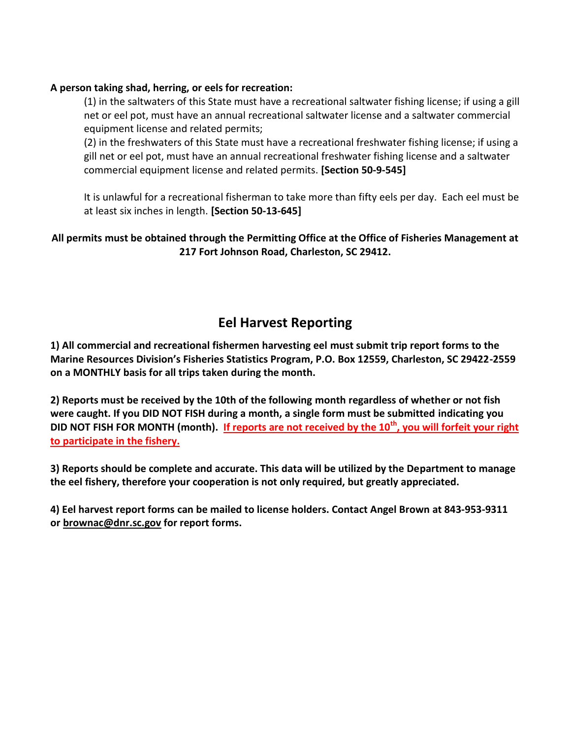**A person taking shad, herring, or eels for recreation:**

(1) in the saltwaters of this State must have a recreational saltwater fishing license; if using a gill net or eel pot, must have an annual recreational saltwater license and a saltwater commercial equipment license and related permits;

(2) in the freshwaters of this State must have a recreational freshwater fishing license; if using a gill net or eel pot, must have an annual recreational freshwater fishing license and a saltwater commercial equipment license and related permits. **[Section 50-9-545]**

It is unlawful for a recreational fisherman to take more than fifty eels per day. Each eel must be at least six inches in length. **[Section 50-13-645]**

**All permits must be obtained through the Permitting Office at the Office of Fisheries Management at 217 Fort Johnson Road, Charleston, SC 29412.**

## Eel Harvest Reporting

**1) All commercial and recreational fishermen harvesting eel must submit trip report forms to the Marine Resources Division's Fisheries Statistics Program, P.O. Box 12559, Charleston, SC 29422-2559 on a MONTHLY basis for all trips taken during the month.**

**2) Reports must be received by the 10th of the following month regardless of whether or not fish were caught. If you DID NOT FISH during a month, a single form must be submitted indicating you DID NOT FISH FOR MONTH (month). If reports are not received by the 10th, you will forfeit your right to participate in the fishery.**

**3) Reports should be complete and accurate. This data will be utilized by the Department to manage the eel fishery, therefore your cooperation is not only required, but greatly appreciated.**

**4) Eel harvest report forms can be mailed to license holders. Contact Angel Brown at 843-953-9311 or brownac@dnr.sc.gov for report forms.**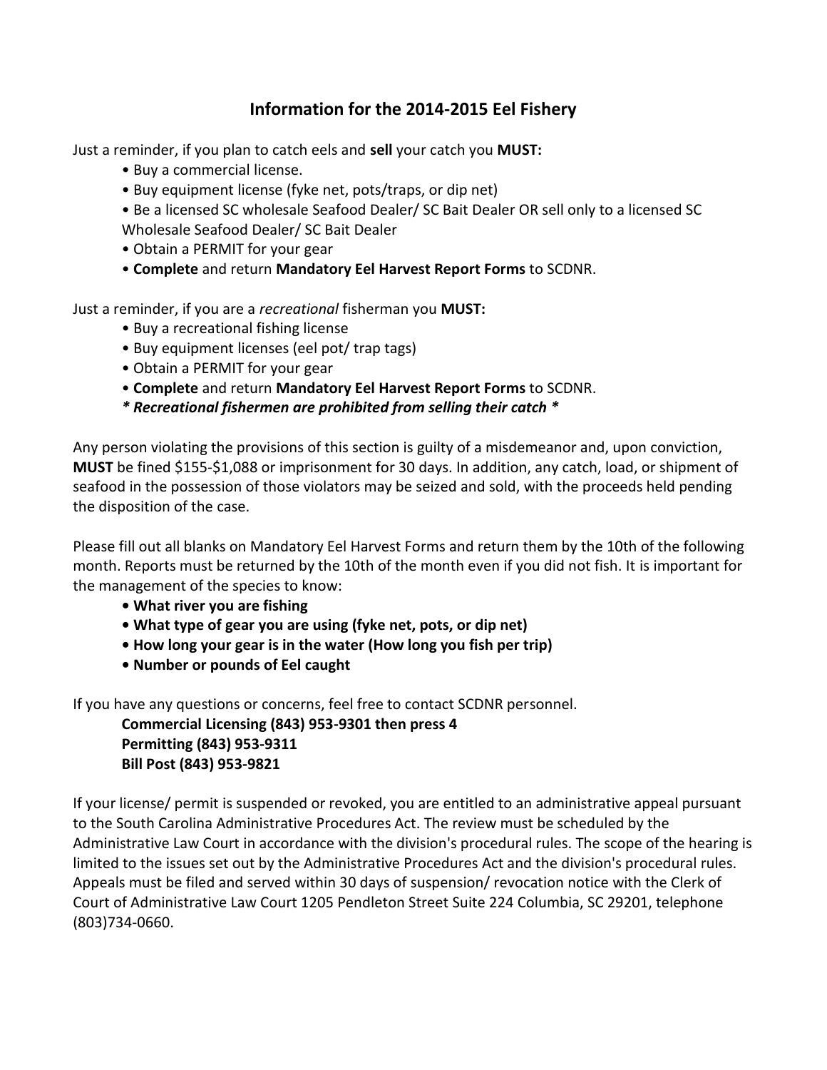## Information for the 2014-2015 Eel Fishery

Just a reminder, if you plan to catch eels and **sell** your catch you **MUST:**

- Buy a commercial license.
- Buy equipment license (fyke net, pots/traps, or dip net)
- Be a licensed SC wholesale Seafood Dealer/ SC Bait Dealer OR sell only to a licensed SC Wholesale Seafood Dealer/ SC Bait Dealer
- Obtain a PERMIT for your gear
- **Complete** and return **Mandatory Eel Harvest Report Forms** to SCDNR.

Just a reminder, if you are a *recreational* fisherman you **MUST:**

- Buy a recreational fishing license
- Buy equipment licenses (eel pot/ trap tags)
- Obtain a PERMIT for your gear
- **Complete** and return **Mandatory Eel Harvest Report Forms** to SCDNR.
- ***\* Recreational fishermen are prohibited from selling their catch \****

Any person violating the provisions of this section is guilty of a misdemeanor and, upon conviction, **MUST** be fined $155-$1,088 or imprisonment for 30 days. In addition, any catch, load, or shipment of seafood in the possession of those violators may be seized and sold, with the proceeds held pending the disposition of the case.

Please fill out all blanks on Mandatory Eel Harvest Forms and return them by the 10th of the following month. Reports must be returned by the 10th of the month even if you did not fish. It is important for the management of the species to know:

- **What river you are fishing**
- **What type of gear you are using (fyke net, pots, or dip net)**
- **How long your gear is in the water (How long you fish per trip)**
- **Number or pounds of Eel caught**

If you have any questions or concerns, feel free to contact SCDNR personnel.

**Commercial Licensing (843) 953-9301 then press 4**
**Permitting (843) 953-9311**
**Bill Post (843) 953-9821**

If your license/ permit is suspended or revoked, you are entitled to an administrative appeal pursuant to the South Carolina Administrative Procedures Act. The review must be scheduled by the Administrative Law Court in accordance with the division's procedural rules. The scope of the hearing is limited to the issues set out by the Administrative Procedures Act and the division's procedural rules. Appeals must be filed and served within 30 days of suspension/ revocation notice with the Clerk of Court of Administrative Law Court 1205 Pendleton Street Suite 224 Columbia, SC 29201, telephone (803)734-0660.